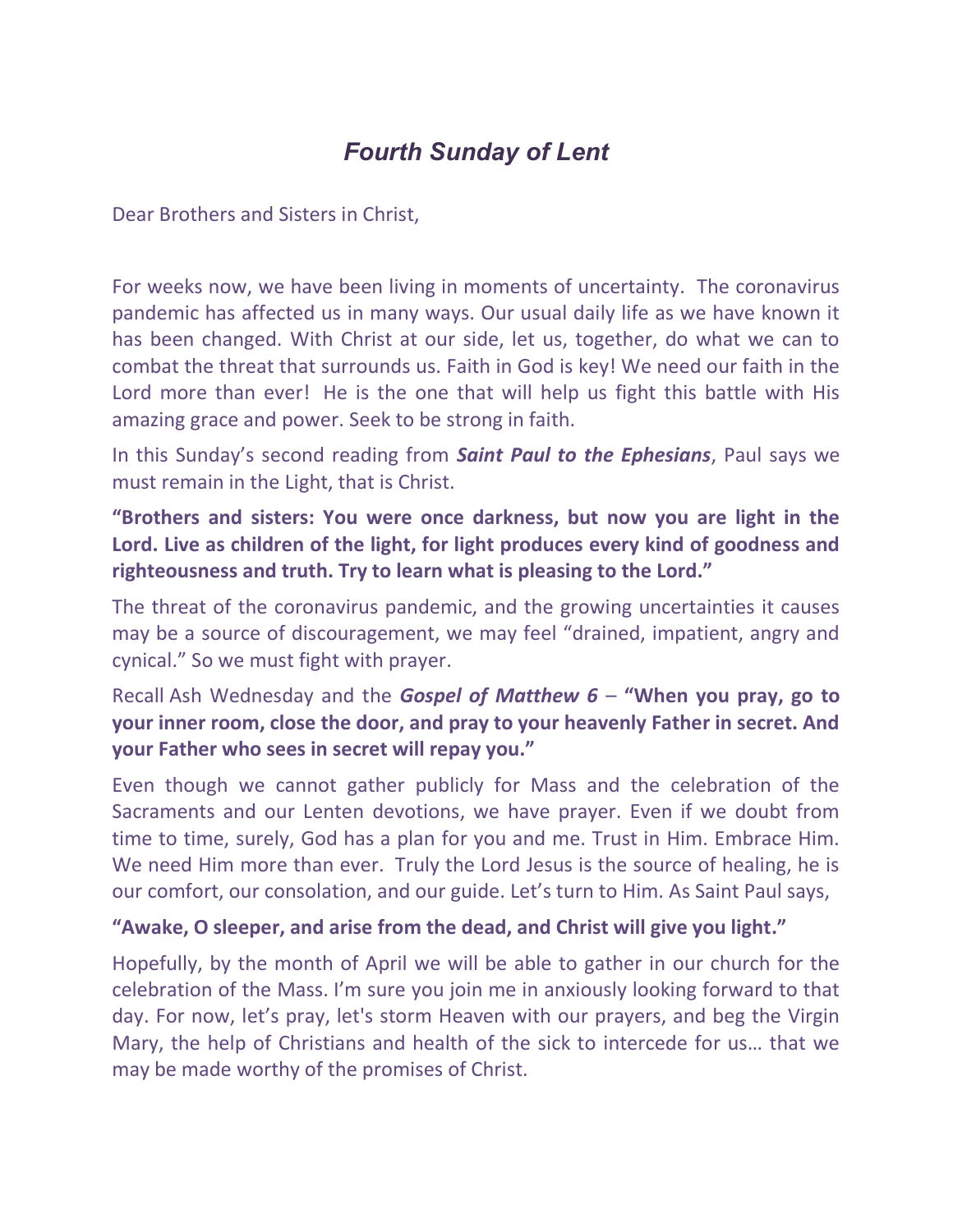# *Fourth Sunday of Lent*

Dear Brothers and Sisters in Christ,

For weeks now, we have been living in moments of uncertainty. The coronavirus pandemic has affected us in many ways. Our usual daily life as we have known it has been changed. With Christ at our side, let us, together, do what we can to combat the threat that surrounds us. Faith in God is key! We need our faith in the Lord more than ever! He is the one that will help us fight this battle with His amazing grace and power. Seek to be strong in faith.

In this Sunday's second reading from ***Saint Paul to the Ephesians***, Paul says we must remain in the Light, that is Christ.

**"Brothers and sisters: You were once darkness, but now you are light in the Lord. Live as children of the light, for light produces every kind of goodness and righteousness and truth. Try to learn what is pleasing to the Lord."**

The threat of the coronavirus pandemic, and the growing uncertainties it causes may be a source of discouragement, we may feel "drained, impatient, angry and cynical." So we must fight with prayer.

Recall Ash Wednesday and the ***Gospel of Matthew 6*** – **"When you pray, go to your inner room, close the door, and pray to your heavenly Father in secret. And your Father who sees in secret will repay you."**

Even though we cannot gather publicly for Mass and the celebration of the Sacraments and our Lenten devotions, we have prayer. Even if we doubt from time to time, surely, God has a plan for you and me. Trust in Him. Embrace Him. We need Him more than ever. Truly the Lord Jesus is the source of healing, he is our comfort, our consolation, and our guide. Let's turn to Him. As Saint Paul says,

**"Awake, O sleeper, and arise from the dead, and Christ will give you light."**

Hopefully, by the month of April we will be able to gather in our church for the celebration of the Mass. I'm sure you join me in anxiously looking forward to that day. For now, let's pray, let's storm Heaven with our prayers, and beg the Virgin Mary, the help of Christians and health of the sick to intercede for us… that we may be made worthy of the promises of Christ.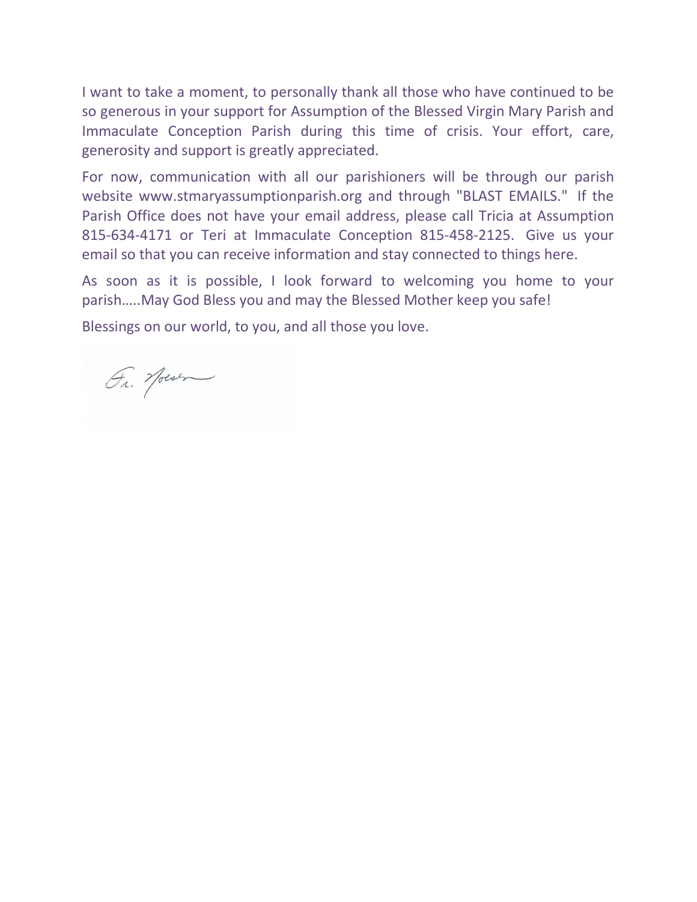I want to take a moment, to personally thank all those who have continued to be so generous in your support for Assumption of the Blessed Virgin Mary Parish and Immaculate Conception Parish during this time of crisis. Your effort, care, generosity and support is greatly appreciated.

For now, communication with all our parishioners will be through our parish website www.stmaryassumptionparish.org and through "BLAST EMAILS." If the Parish Office does not have your email address, please call Tricia at Assumption 815-634-4171 or Teri at Immaculate Conception 815-458-2125. Give us your email so that you can receive information and stay connected to things here.

As soon as it is possible, I look forward to welcoming you home to your parish…..May God Bless you and may the Blessed Mother keep you safe!

Blessings on our world, to you, and all those you love.

Fr. Noesen